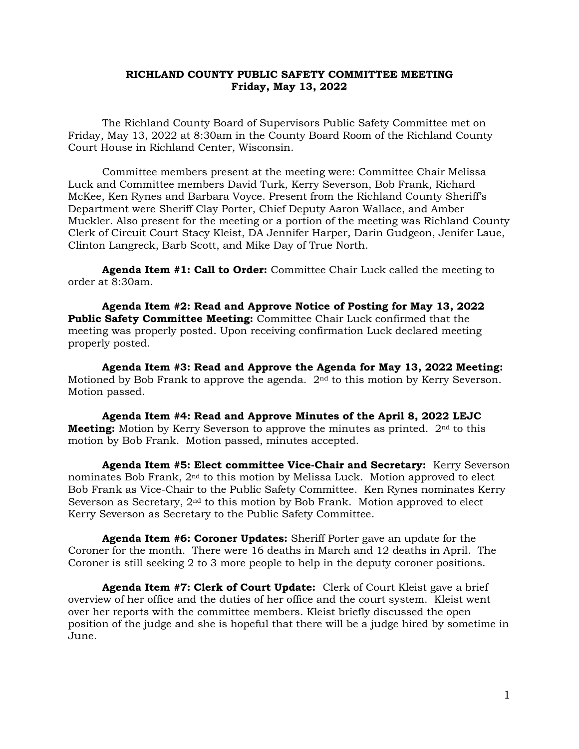**RICHLAND COUNTY PUBLIC SAFETY COMMITTEE MEETING**
**Friday, May 13, 2022**

The Richland County Board of Supervisors Public Safety Committee met on Friday, May 13, 2022 at 8:30am in the County Board Room of the Richland County Court House in Richland Center, Wisconsin.

Committee members present at the meeting were: Committee Chair Melissa Luck and Committee members David Turk, Kerry Severson, Bob Frank, Richard McKee, Ken Rynes and Barbara Voyce. Present from the Richland County Sheriff's Department were Sheriff Clay Porter, Chief Deputy Aaron Wallace, and Amber Muckler. Also present for the meeting or a portion of the meeting was Richland County Clerk of Circuit Court Stacy Kleist, DA Jennifer Harper, Darin Gudgeon, Jenifer Laue, Clinton Langreck, Barb Scott, and Mike Day of True North.

**Agenda Item #1: Call to Order:** Committee Chair Luck called the meeting to order at 8:30am.

**Agenda Item #2: Read and Approve Notice of Posting for May 13, 2022 Public Safety Committee Meeting:** Committee Chair Luck confirmed that the meeting was properly posted. Upon receiving confirmation Luck declared meeting properly posted.

**Agenda Item #3: Read and Approve the Agenda for May 13, 2022 Meeting:** Motioned by Bob Frank to approve the agenda. 2nd to this motion by Kerry Severson. Motion passed.

**Agenda Item #4: Read and Approve Minutes of the April 8, 2022 LEJC Meeting:** Motion by Kerry Severson to approve the minutes as printed. 2nd to this motion by Bob Frank. Motion passed, minutes accepted.

**Agenda Item #5: Elect committee Vice-Chair and Secretary:** Kerry Severson nominates Bob Frank, 2nd to this motion by Melissa Luck. Motion approved to elect Bob Frank as Vice-Chair to the Public Safety Committee. Ken Rynes nominates Kerry Severson as Secretary, 2nd to this motion by Bob Frank. Motion approved to elect Kerry Severson as Secretary to the Public Safety Committee.

**Agenda Item #6: Coroner Updates:** Sheriff Porter gave an update for the Coroner for the month. There were 16 deaths in March and 12 deaths in April. The Coroner is still seeking 2 to 3 more people to help in the deputy coroner positions.

**Agenda Item #7: Clerk of Court Update:** Clerk of Court Kleist gave a brief overview of her office and the duties of her office and the court system. Kleist went over her reports with the committee members. Kleist briefly discussed the open position of the judge and she is hopeful that there will be a judge hired by sometime in June.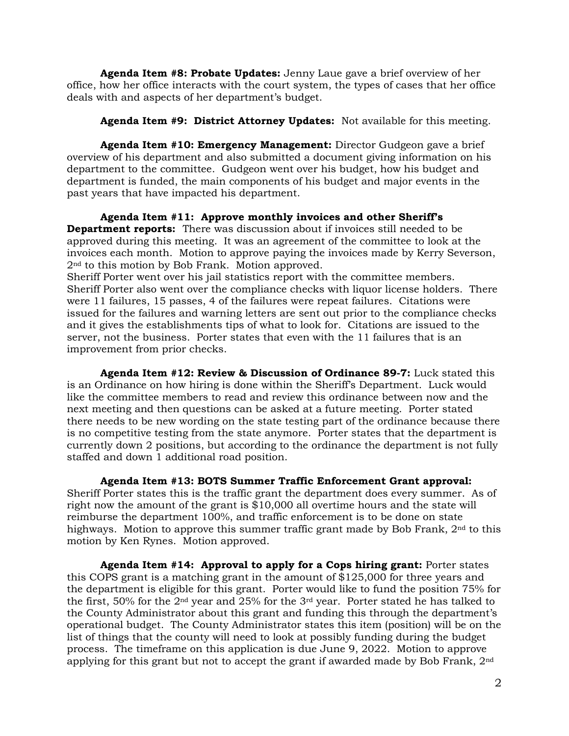**Agenda Item #8: Probate Updates:** Jenny Laue gave a brief overview of her office, how her office interacts with the court system, the types of cases that her office deals with and aspects of her department's budget.

**Agenda Item #9: District Attorney Updates:** Not available for this meeting.

**Agenda Item #10: Emergency Management:** Director Gudgeon gave a brief overview of his department and also submitted a document giving information on his department to the committee. Gudgeon went over his budget, how his budget and department is funded, the main components of his budget and major events in the past years that have impacted his department.

**Agenda Item #11: Approve monthly invoices and other Sheriff's Department reports:** There was discussion about if invoices still needed to be approved during this meeting. It was an agreement of the committee to look at the invoices each month. Motion to approve paying the invoices made by Kerry Severson, 2nd to this motion by Bob Frank. Motion approved.
Sheriff Porter went over his jail statistics report with the committee members. Sheriff Porter also went over the compliance checks with liquor license holders. There were 11 failures, 15 passes, 4 of the failures were repeat failures. Citations were issued for the failures and warning letters are sent out prior to the compliance checks and it gives the establishments tips of what to look for. Citations are issued to the server, not the business. Porter states that even with the 11 failures that is an improvement from prior checks.

**Agenda Item #12: Review & Discussion of Ordinance 89-7:** Luck stated this is an Ordinance on how hiring is done within the Sheriff's Department. Luck would like the committee members to read and review this ordinance between now and the next meeting and then questions can be asked at a future meeting. Porter stated there needs to be new wording on the state testing part of the ordinance because there is no competitive testing from the state anymore. Porter states that the department is currently down 2 positions, but according to the ordinance the department is not fully staffed and down 1 additional road position.

**Agenda Item #13: BOTS Summer Traffic Enforcement Grant approval:** Sheriff Porter states this is the traffic grant the department does every summer. As of right now the amount of the grant is $10,000 all overtime hours and the state will reimburse the department 100%, and traffic enforcement is to be done on state highways. Motion to approve this summer traffic grant made by Bob Frank, 2nd to this motion by Ken Rynes. Motion approved.

**Agenda Item #14: Approval to apply for a Cops hiring grant:** Porter states this COPS grant is a matching grant in the amount of $125,000 for three years and the department is eligible for this grant. Porter would like to fund the position 75% for the first, 50% for the 2nd year and 25% for the 3rd year. Porter stated he has talked to the County Administrator about this grant and funding this through the department's operational budget. The County Administrator states this item (position) will be on the list of things that the county will need to look at possibly funding during the budget process. The timeframe on this application is due June 9, 2022. Motion to approve applying for this grant but not to accept the grant if awarded made by Bob Frank, 2nd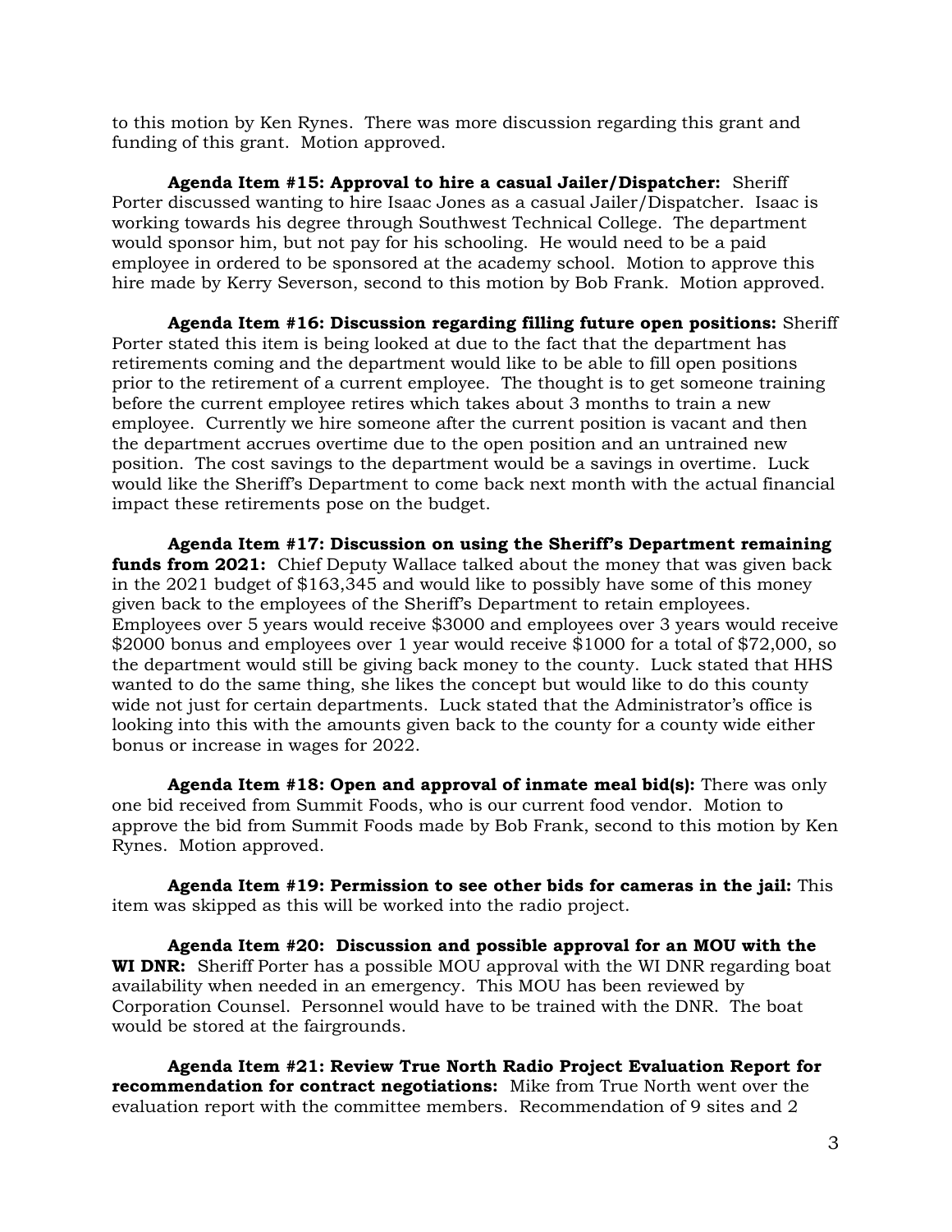to this motion by Ken Rynes. There was more discussion regarding this grant and funding of this grant. Motion approved.

**Agenda Item #15: Approval to hire a casual Jailer/Dispatcher:** Sheriff Porter discussed wanting to hire Isaac Jones as a casual Jailer/Dispatcher. Isaac is working towards his degree through Southwest Technical College. The department would sponsor him, but not pay for his schooling. He would need to be a paid employee in ordered to be sponsored at the academy school. Motion to approve this hire made by Kerry Severson, second to this motion by Bob Frank. Motion approved.

**Agenda Item #16: Discussion regarding filling future open positions:** Sheriff Porter stated this item is being looked at due to the fact that the department has retirements coming and the department would like to be able to fill open positions prior to the retirement of a current employee. The thought is to get someone training before the current employee retires which takes about 3 months to train a new employee. Currently we hire someone after the current position is vacant and then the department accrues overtime due to the open position and an untrained new position. The cost savings to the department would be a savings in overtime. Luck would like the Sheriff's Department to come back next month with the actual financial impact these retirements pose on the budget.

**Agenda Item #17: Discussion on using the Sheriff's Department remaining funds from 2021:** Chief Deputy Wallace talked about the money that was given back in the 2021 budget of $163,345 and would like to possibly have some of this money given back to the employees of the Sheriff's Department to retain employees. Employees over 5 years would receive $3000 and employees over 3 years would receive $2000 bonus and employees over 1 year would receive $1000 for a total of $72,000, so the department would still be giving back money to the county. Luck stated that HHS wanted to do the same thing, she likes the concept but would like to do this county wide not just for certain departments. Luck stated that the Administrator's office is looking into this with the amounts given back to the county for a county wide either bonus or increase in wages for 2022.

**Agenda Item #18: Open and approval of inmate meal bid(s):** There was only one bid received from Summit Foods, who is our current food vendor. Motion to approve the bid from Summit Foods made by Bob Frank, second to this motion by Ken Rynes. Motion approved.

**Agenda Item #19: Permission to see other bids for cameras in the jail:** This item was skipped as this will be worked into the radio project.

**Agenda Item #20: Discussion and possible approval for an MOU with the WI DNR:** Sheriff Porter has a possible MOU approval with the WI DNR regarding boat availability when needed in an emergency. This MOU has been reviewed by Corporation Counsel. Personnel would have to be trained with the DNR. The boat would be stored at the fairgrounds.

**Agenda Item #21: Review True North Radio Project Evaluation Report for recommendation for contract negotiations:** Mike from True North went over the evaluation report with the committee members. Recommendation of 9 sites and 2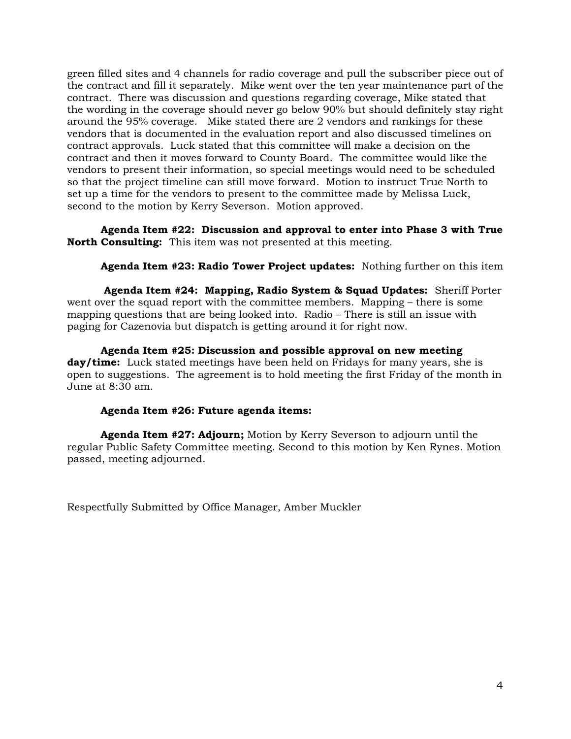green filled sites and 4 channels for radio coverage and pull the subscriber piece out of the contract and fill it separately. Mike went over the ten year maintenance part of the contract. There was discussion and questions regarding coverage, Mike stated that the wording in the coverage should never go below 90% but should definitely stay right around the 95% coverage. Mike stated there are 2 vendors and rankings for these vendors that is documented in the evaluation report and also discussed timelines on contract approvals. Luck stated that this committee will make a decision on the contract and then it moves forward to County Board. The committee would like the vendors to present their information, so special meetings would need to be scheduled so that the project timeline can still move forward. Motion to instruct True North to set up a time for the vendors to present to the committee made by Melissa Luck, second to the motion by Kerry Severson. Motion approved.

**Agenda Item #22: Discussion and approval to enter into Phase 3 with True North Consulting:** This item was not presented at this meeting.

**Agenda Item #23: Radio Tower Project updates:** Nothing further on this item

**Agenda Item #24: Mapping, Radio System & Squad Updates:** Sheriff Porter went over the squad report with the committee members. Mapping – there is some mapping questions that are being looked into. Radio – There is still an issue with paging for Cazenovia but dispatch is getting around it for right now.

**Agenda Item #25: Discussion and possible approval on new meeting day/time:** Luck stated meetings have been held on Fridays for many years, she is open to suggestions. The agreement is to hold meeting the first Friday of the month in June at 8:30 am.

**Agenda Item #26: Future agenda items:**

**Agenda Item #27: Adjourn;** Motion by Kerry Severson to adjourn until the regular Public Safety Committee meeting. Second to this motion by Ken Rynes. Motion passed, meeting adjourned.

Respectfully Submitted by Office Manager, Amber Muckler